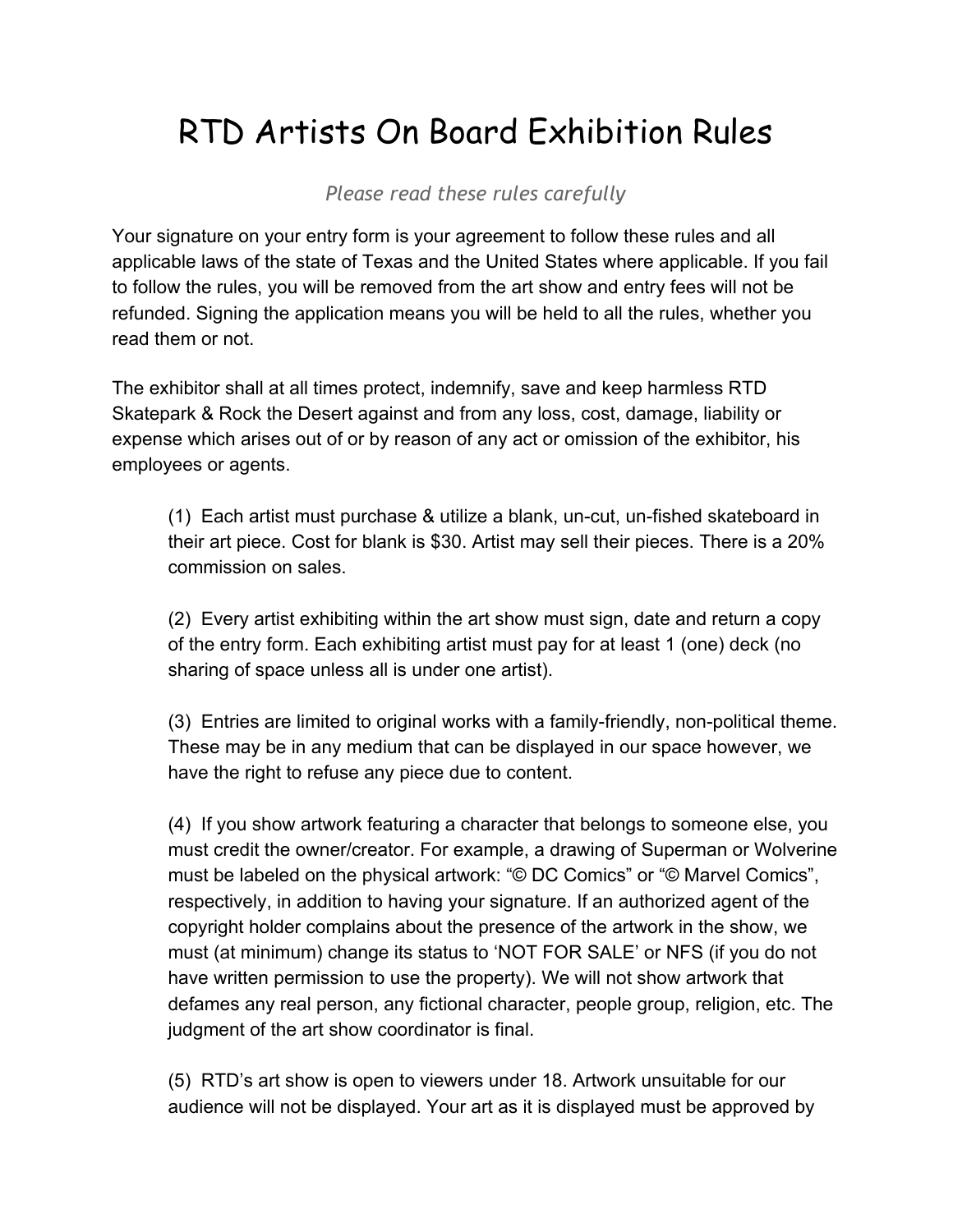# RTD Artists On Board Exhibition Rules

*Please read these rules carefully*

Your signature on your entry form is your agreement to follow these rules and all applicable laws of the state of Texas and the United States where applicable. If you fail to follow the rules, you will be removed from the art show and entry fees will not be refunded. Signing the application means you will be held to all the rules, whether you read them or not.

The exhibitor shall at all times protect, indemnify, save and keep harmless RTD Skatepark & Rock the Desert against and from any loss, cost, damage, liability or expense which arises out of or by reason of any act or omission of the exhibitor, his employees or agents.

(1) Each artist must purchase & utilize a blank, un-cut, un-fished skateboard in their art piece. Cost for blank is $30. Artist may sell their pieces. There is a 20% commission on sales.

(2) Every artist exhibiting within the art show must sign, date and return a copy of the entry form. Each exhibiting artist must pay for at least 1 (one) deck (no sharing of space unless all is under one artist).

(3) Entries are limited to original works with a family-friendly, non-political theme. These may be in any medium that can be displayed in our space however, we have the right to refuse any piece due to content.

(4) If you show artwork featuring a character that belongs to someone else, you must credit the owner/creator. For example, a drawing of Superman or Wolverine must be labeled on the physical artwork: "© DC Comics" or "© Marvel Comics", respectively, in addition to having your signature. If an authorized agent of the copyright holder complains about the presence of the artwork in the show, we must (at minimum) change its status to 'NOT FOR SALE' or NFS (if you do not have written permission to use the property). We will not show artwork that defames any real person, any fictional character, people group, religion, etc. The judgment of the art show coordinator is final.

(5) RTD's art show is open to viewers under 18. Artwork unsuitable for our audience will not be displayed. Your art as it is displayed must be approved by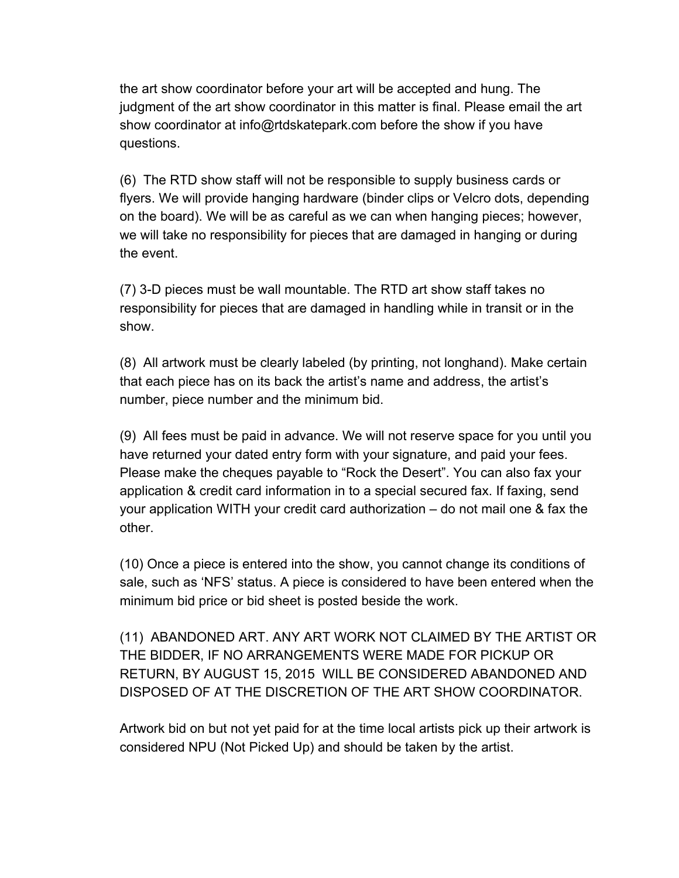the art show coordinator before your art will be accepted and hung. The judgment of the art show coordinator in this matter is final. Please email the art show coordinator at info@rtdskatepark.com before the show if you have questions.

(6) The RTD show staff will not be responsible to supply business cards or flyers. We will provide hanging hardware (binder clips or Velcro dots, depending on the board). We will be as careful as we can when hanging pieces; however, we will take no responsibility for pieces that are damaged in hanging or during the event.

(7) 3-D pieces must be wall mountable. The RTD art show staff takes no responsibility for pieces that are damaged in handling while in transit or in the show.

(8) All artwork must be clearly labeled (by printing, not longhand). Make certain that each piece has on its back the artist's name and address, the artist's number, piece number and the minimum bid.

(9) All fees must be paid in advance. We will not reserve space for you until you have returned your dated entry form with your signature, and paid your fees. Please make the cheques payable to "Rock the Desert". You can also fax your application & credit card information in to a special secured fax. If faxing, send your application WITH your credit card authorization – do not mail one & fax the other.

(10) Once a piece is entered into the show, you cannot change its conditions of sale, such as 'NFS' status. A piece is considered to have been entered when the minimum bid price or bid sheet is posted beside the work.

(11) ABANDONED ART. ANY ART WORK NOT CLAIMED BY THE ARTIST OR THE BIDDER, IF NO ARRANGEMENTS WERE MADE FOR PICKUP OR RETURN, BY AUGUST 15, 2015 WILL BE CONSIDERED ABANDONED AND DISPOSED OF AT THE DISCRETION OF THE ART SHOW COORDINATOR.

Artwork bid on but not yet paid for at the time local artists pick up their artwork is considered NPU (Not Picked Up) and should be taken by the artist.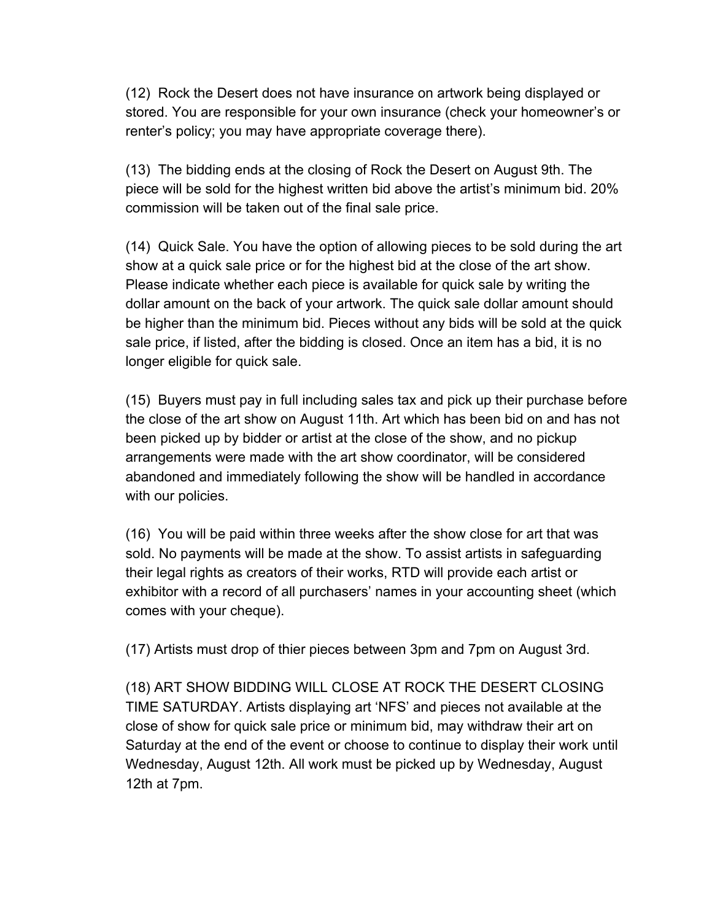(12) Rock the Desert does not have insurance on artwork being displayed or stored. You are responsible for your own insurance (check your homeowner's or renter's policy; you may have appropriate coverage there).

(13) The bidding ends at the closing of Rock the Desert on August 9th. The piece will be sold for the highest written bid above the artist's minimum bid. 20% commission will be taken out of the final sale price.

(14) Quick Sale. You have the option of allowing pieces to be sold during the art show at a quick sale price or for the highest bid at the close of the art show. Please indicate whether each piece is available for quick sale by writing the dollar amount on the back of your artwork. The quick sale dollar amount should be higher than the minimum bid. Pieces without any bids will be sold at the quick sale price, if listed, after the bidding is closed. Once an item has a bid, it is no longer eligible for quick sale.

(15) Buyers must pay in full including sales tax and pick up their purchase before the close of the art show on August 11th. Art which has been bid on and has not been picked up by bidder or artist at the close of the show, and no pickup arrangements were made with the art show coordinator, will be considered abandoned and immediately following the show will be handled in accordance with our policies.

(16) You will be paid within three weeks after the show close for art that was sold. No payments will be made at the show. To assist artists in safeguarding their legal rights as creators of their works, RTD will provide each artist or exhibitor with a record of all purchasers' names in your accounting sheet (which comes with your cheque).

(17) Artists must drop of thier pieces between 3pm and 7pm on August 3rd.

(18) ART SHOW BIDDING WILL CLOSE AT ROCK THE DESERT CLOSING TIME SATURDAY. Artists displaying art 'NFS' and pieces not available at the close of show for quick sale price or minimum bid, may withdraw their art on Saturday at the end of the event or choose to continue to display their work until Wednesday, August 12th. All work must be picked up by Wednesday, August 12th at 7pm.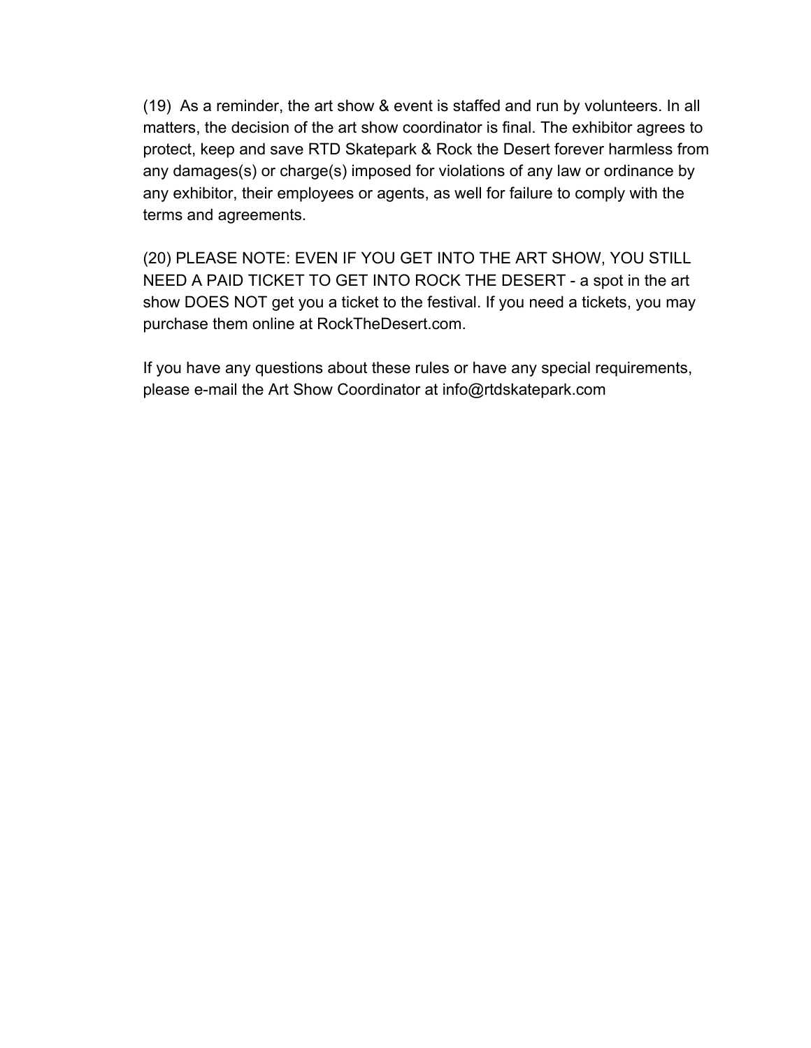(19) As a reminder, the art show & event is staffed and run by volunteers. In all matters, the decision of the art show coordinator is final. The exhibitor agrees to protect, keep and save RTD Skatepark & Rock the Desert forever harmless from any damages(s) or charge(s) imposed for violations of any law or ordinance by any exhibitor, their employees or agents, as well for failure to comply with the terms and agreements.

(20) PLEASE NOTE: EVEN IF YOU GET INTO THE ART SHOW, YOU STILL NEED A PAID TICKET TO GET INTO ROCK THE DESERT - a spot in the art show DOES NOT get you a ticket to the festival. If you need a tickets, you may purchase them online at RockTheDesert.com.

If you have any questions about these rules or have any special requirements, please e-mail the Art Show Coordinator at info@rtdskatepark.com